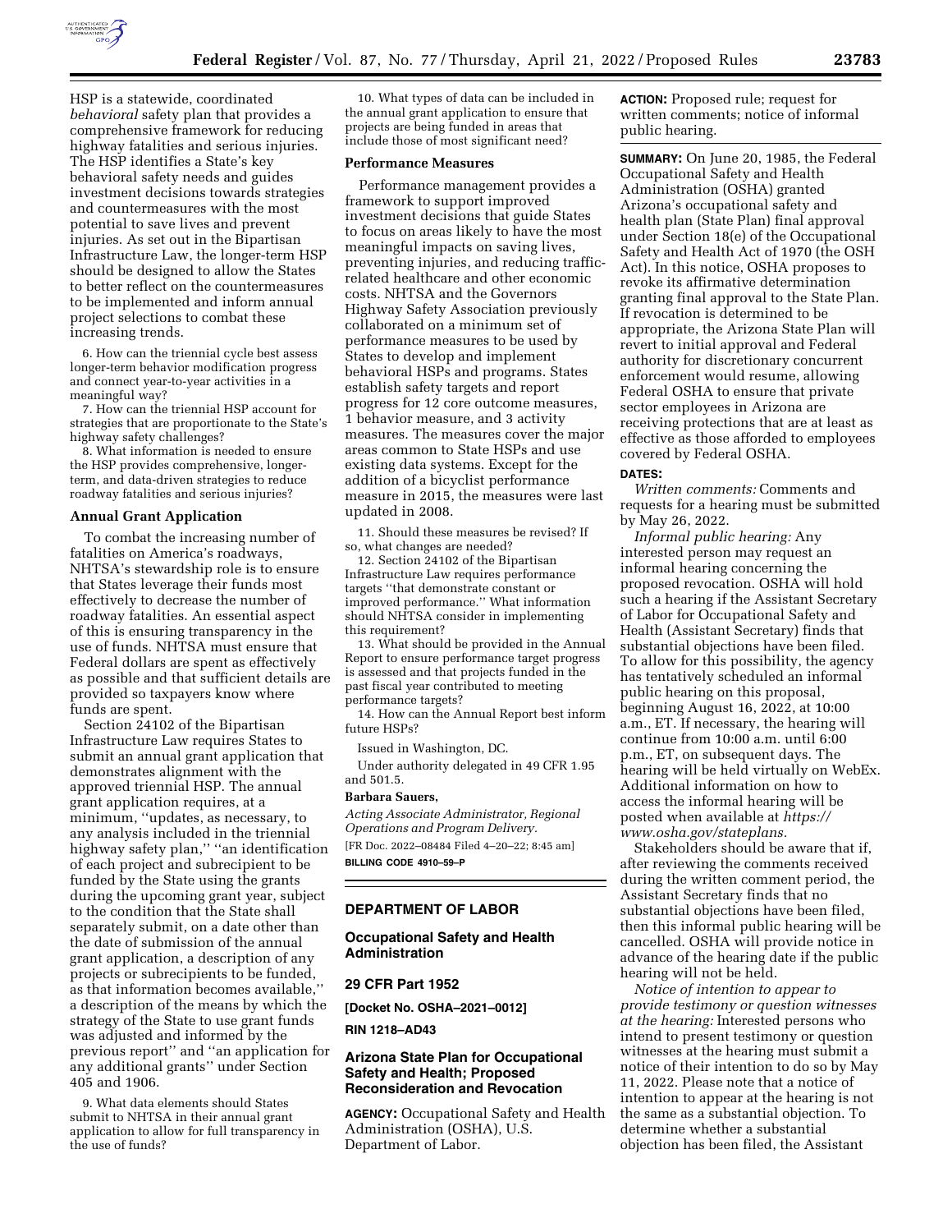HSP is a statewide, coordinated *behavioral* safety plan that provides a comprehensive framework for reducing highway fatalities and serious injuries. The HSP identifies a State's key behavioral safety needs and guides investment decisions towards strategies and countermeasures with the most potential to save lives and prevent injuries. As set out in the Bipartisan Infrastructure Law, the longer-term HSP should be designed to allow the States to better reflect on the countermeasures to be implemented and inform annual project selections to combat these increasing trends.

6. How can the triennial cycle best assess longer-term behavior modification progress and connect year-to-year activities in a meaningful way?

7. How can the triennial HSP account for strategies that are proportionate to the State's highway safety challenges?

8. What information is needed to ensure the HSP provides comprehensive, longer-term, and data-driven strategies to reduce roadway fatalities and serious injuries?

### Annual Grant Application

To combat the increasing number of fatalities on America's roadways, NHTSA's stewardship role is to ensure that States leverage their funds most effectively to decrease the number of roadway fatalities. An essential aspect of this is ensuring transparency in the use of funds. NHTSA must ensure that Federal dollars are spent as effectively as possible and that sufficient details are provided so taxpayers know where funds are spent.

Section 24102 of the Bipartisan Infrastructure Law requires States to submit an annual grant application that demonstrates alignment with the approved triennial HSP. The annual grant application requires, at a minimum, "updates, as necessary, to any analysis included in the triennial highway safety plan," "an identification of each project and subrecipient to be funded by the State using the grants during the upcoming grant year, subject to the condition that the State shall separately submit, on a date other than the date of submission of the annual grant application, a description of any projects or subrecipients to be funded, as that information becomes available," a description of the means by which the strategy of the State to use grant funds was adjusted and informed by the previous report" and "an application for any additional grants" under Section 405 and 1906.

9. What data elements should States submit to NHTSA in their annual grant application to allow for full transparency in the use of funds?

10. What types of data can be included in the annual grant application to ensure that projects are being funded in areas that include those of most significant need?

### Performance Measures

Performance management provides a framework to support improved investment decisions that guide States to focus on areas likely to have the most meaningful impacts on saving lives, preventing injuries, and reducing traffic-related healthcare and other economic costs. NHTSA and the Governors Highway Safety Association previously collaborated on a minimum set of performance measures to be used by States to develop and implement behavioral HSPs and programs. States establish safety targets and report progress for 12 core outcome measures, 1 behavior measure, and 3 activity measures. The measures cover the major areas common to State HSPs and use existing data systems. Except for the addition of a bicyclist performance measure in 2015, the measures were last updated in 2008.

11. Should these measures be revised? If so, what changes are needed?

12. Section 24102 of the Bipartisan Infrastructure Law requires performance targets "that demonstrate constant or improved performance." What information should NHTSA consider in implementing this requirement?

13. What should be provided in the Annual Report to ensure performance target progress is assessed and that projects funded in the past fiscal year contributed to meeting performance targets?

14. How can the Annual Report best inform future HSPs?

Issued in Washington, DC.

Under authority delegated in 49 CFR 1.95 and 501.5.

**Barbara Sauers,**

*Acting Associate Administrator, Regional Operations and Program Delivery.*

[FR Doc. 2022–08484 Filed 4–20–22; 8:45 am]

**BILLING CODE 4910–59–P**

---

## DEPARTMENT OF LABOR

### Occupational Safety and Health Administration

### 29 CFR Part 1952

**[Docket No. OSHA–2021–0012]**

**RIN 1218–AD43**

### Arizona State Plan for Occupational Safety and Health; Proposed Reconsideration and Revocation

**AGENCY:** Occupational Safety and Health Administration (OSHA), U.S. Department of Labor.

**ACTION:** Proposed rule; request for written comments; notice of informal public hearing.

**SUMMARY:** On June 20, 1985, the Federal Occupational Safety and Health Administration (OSHA) granted Arizona's occupational safety and health plan (State Plan) final approval under Section 18(e) of the Occupational Safety and Health Act of 1970 (the OSH Act). In this notice, OSHA proposes to revoke its affirmative determination granting final approval to the State Plan. If revocation is determined to be appropriate, the Arizona State Plan will revert to initial approval and Federal authority for discretionary concurrent enforcement would resume, allowing Federal OSHA to ensure that private sector employees in Arizona are receiving protections that are at least as effective as those afforded to employees covered by Federal OSHA.

**DATES:**

*Written comments:* Comments and requests for a hearing must be submitted by May 26, 2022.

*Informal public hearing:* Any interested person may request an informal hearing concerning the proposed revocation. OSHA will hold such a hearing if the Assistant Secretary of Labor for Occupational Safety and Health (Assistant Secretary) finds that substantial objections have been filed. To allow for this possibility, the agency has tentatively scheduled an informal public hearing on this proposal, beginning August 16, 2022, at 10:00 a.m., ET. If necessary, the hearing will continue from 10:00 a.m. until 6:00 p.m., ET, on subsequent days. The hearing will be held virtually on WebEx. Additional information on how to access the informal hearing will be posted when available at *https://www.osha.gov/stateplans.*

Stakeholders should be aware that if, after reviewing the comments received during the written comment period, the Assistant Secretary finds that no substantial objections have been filed, then this informal public hearing will be cancelled. OSHA will provide notice in advance of the hearing date if the public hearing will not be held.

*Notice of intention to appear to provide testimony or question witnesses at the hearing:* Interested persons who intend to present testimony or question witnesses at the hearing must submit a notice of their intention to do so by May 11, 2022. Please note that a notice of intention to appear at the hearing is not the same as a substantial objection. To determine whether a substantial objection has been filed, the Assistant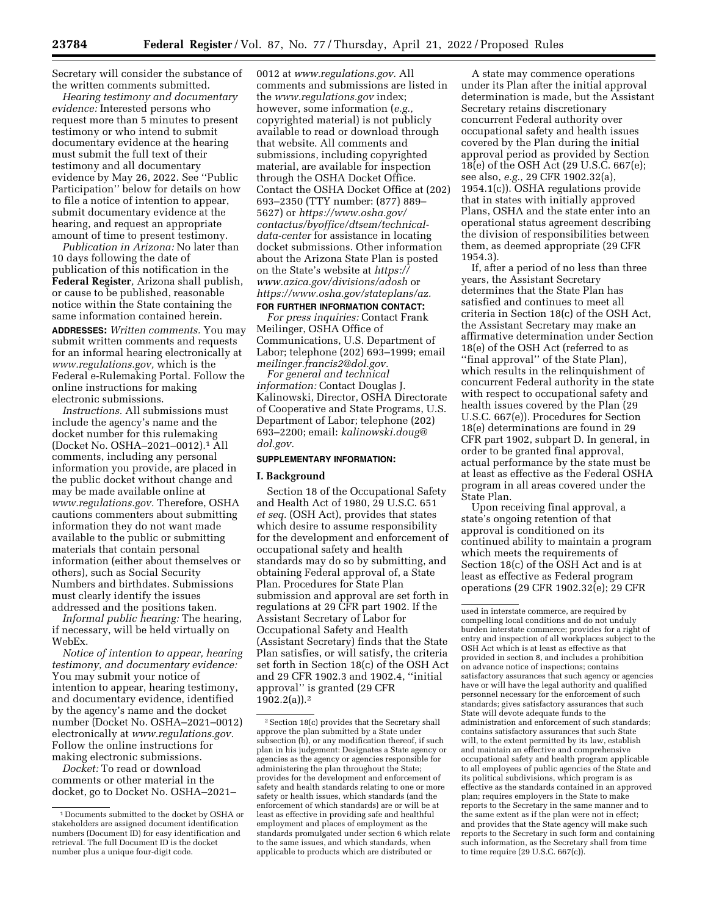Secretary will consider the substance of the written comments submitted.

*Hearing testimony and documentary evidence:* Interested persons who request more than 5 minutes to present testimony or who intend to submit documentary evidence at the hearing must submit the full text of their testimony and all documentary evidence by May 26, 2022. See ''Public Participation'' below for details on how to file a notice of intention to appear, submit documentary evidence at the hearing, and request an appropriate amount of time to present testimony.

*Publication in Arizona:* No later than 10 days following the date of publication of this notification in the **Federal Register**, Arizona shall publish, or cause to be published, reasonable notice within the State containing the same information contained herein.

**ADDRESSES:** *Written comments.* You may submit written comments and requests for an informal hearing electronically at *www.regulations.gov,* which is the Federal e-Rulemaking Portal. Follow the online instructions for making electronic submissions.

*Instructions.* All submissions must include the agency's name and the docket number for this rulemaking (Docket No. OSHA–2021–0012).[1] All comments, including any personal information you provide, are placed in the public docket without change and may be made available online at *www.regulations.gov.* Therefore, OSHA cautions commenters about submitting information they do not want made available to the public or submitting materials that contain personal information (either about themselves or others), such as Social Security Numbers and birthdates. Submissions must clearly identify the issues addressed and the positions taken.

*Informal public hearing:* The hearing, if necessary, will be held virtually on WebEx.

*Notice of intention to appear, hearing testimony, and documentary evidence:* You may submit your notice of intention to appear, hearing testimony, and documentary evidence, identified by the agency's name and the docket number (Docket No. OSHA–2021–0012) electronically at *www.regulations.gov.* Follow the online instructions for making electronic submissions.

*Docket:* To read or download comments or other material in the docket, go to Docket No. OSHA–2021–0012 at *www.regulations.gov.* All comments and submissions are listed in the *www.regulations.gov* index; however, some information (*e.g.,* copyrighted material) is not publicly available to read or download through that website. All comments and submissions, including copyrighted material, are available for inspection through the OSHA Docket Office. Contact the OSHA Docket Office at (202) 693–2350 (TTY number: (877) 889–5627) or *https://www.osha.gov/contactus/byoffice/dtsem/technical-data-center* for assistance in locating docket submissions. Other information about the Arizona State Plan is posted on the State's website at *https://www.azica.gov/divisions/adosh* or *https://www.osha.gov/stateplans/az.*

**FOR FURTHER INFORMATION CONTACT:**

*For press inquiries:* Contact Frank Meilinger, OSHA Office of Communications, U.S. Department of Labor; telephone (202) 693–1999; email *meilinger.francis2@dol.gov.*

*For general and technical information:* Contact Douglas J. Kalinowski, Director, OSHA Directorate of Cooperative and State Programs, U.S. Department of Labor; telephone (202) 693–2200; email: *kalinowski.doug@dol.gov.*

**SUPPLEMENTARY INFORMATION:**

## I. Background

Section 18 of the Occupational Safety and Health Act of 1980, 29 U.S.C. 651 *et seq.* (OSH Act), provides that states which desire to assume responsibility for the development and enforcement of occupational safety and health standards may do so by submitting, and obtaining Federal approval of, a State Plan. Procedures for State Plan submission and approval are set forth in regulations at 29 CFR part 1902. If the Assistant Secretary of Labor for Occupational Safety and Health (Assistant Secretary) finds that the State Plan satisfies, or will satisfy, the criteria set forth in Section 18(c) of the OSH Act and 29 CFR 1902.3 and 1902.4, ''initial approval'' is granted (29 CFR 1902.2(a)).[2]

A state may commence operations under its Plan after the initial approval determination is made, but the Assistant Secretary retains discretionary concurrent Federal authority over occupational safety and health issues covered by the Plan during the initial approval period as provided by Section 18(e) of the OSH Act (29 U.S.C. 667(e); see also, *e.g.,* 29 CFR 1902.32(a), 1954.1(c)). OSHA regulations provide that in states with initially approved Plans, OSHA and the state enter into an operational status agreement describing the division of responsibilities between them, as deemed appropriate (29 CFR 1954.3).

If, after a period of no less than three years, the Assistant Secretary determines that the State Plan has satisfied and continues to meet all criteria in Section 18(c) of the OSH Act, the Assistant Secretary may make an affirmative determination under Section 18(e) of the OSH Act (referred to as ''final approval'' of the State Plan), which results in the relinquishment of concurrent Federal authority in the state with respect to occupational safety and health issues covered by the Plan (29 U.S.C. 667(e)). Procedures for Section 18(e) determinations are found in 29 CFR part 1902, subpart D. In general, in order to be granted final approval, actual performance by the state must be at least as effective as the Federal OSHA program in all areas covered under the State Plan.

Upon receiving final approval, a state's ongoing retention of that approval is conditioned on its continued ability to maintain a program which meets the requirements of Section 18(c) of the OSH Act and is at least as effective as Federal program operations (29 CFR 1902.32(e); 29 CFR

---

[1] Documents submitted to the docket by OSHA or stakeholders are assigned document identification numbers (Document ID) for easy identification and retrieval. The full Document ID is the docket number plus a unique four-digit code.

[2] Section 18(c) provides that the Secretary shall approve the plan submitted by a State under subsection (b), or any modification thereof, if such plan in his judgement: Designates a State agency or agencies as the agency or agencies responsible for administering the plan throughout the State; provides for the development and enforcement of safety and health standards relating to one or more safety or health issues, which standards (and the enforcement of which standards) are or will be at least as effective in providing safe and healthful employment and places of employment as the standards promulgated under section 6 which relate to the same issues, and which standards, when applicable to products which are distributed or used in interstate commerce, are required by compelling local conditions and do not unduly burden interstate commerce; provides for a right of entry and inspection of all workplaces subject to the OSH Act which is at least as effective as that provided in section 8, and includes a prohibition on advance notice of inspections; contains satisfactory assurances that such agency or agencies have or will have the legal authority and qualified personnel necessary for the enforcement of such standards; gives satisfactory assurances that such State will devote adequate funds to the administration and enforcement of such standards; contains satisfactory assurances that such State will, to the extent permitted by its law, establish and maintain an effective and comprehensive occupational safety and health program applicable to all employees of public agencies of the State and its political subdivisions, which program is as effective as the standards contained in an approved plan; requires employers in the State to make reports to the Secretary in the same manner and to the same extent as if the plan were not in effect; and provides that the State agency will make such reports to the Secretary in such form and containing such information, as the Secretary shall from time to time require (29 U.S.C. 667(c)).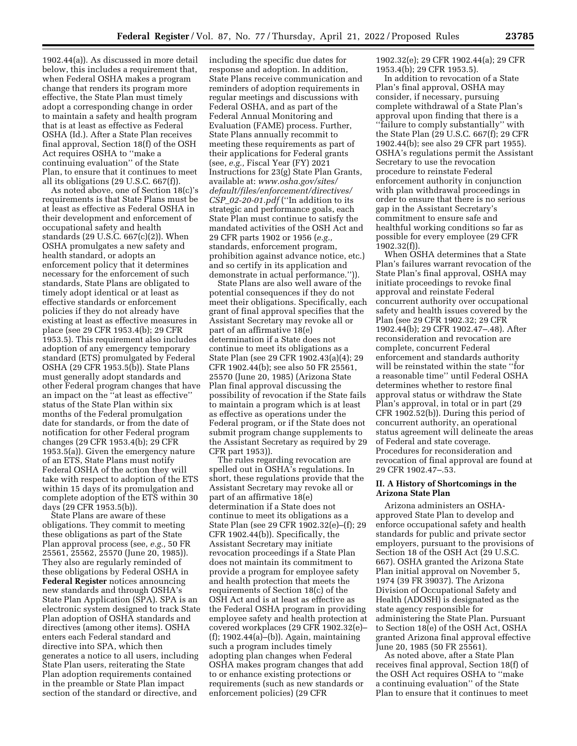1902.44(a)). As discussed in more detail below, this includes a requirement that, when Federal OSHA makes a program change that renders its program more effective, the State Plan must timely adopt a corresponding change in order to maintain a safety and health program that is at least as effective as Federal OSHA (Id.). After a State Plan receives final approval, Section 18(f) of the OSH Act requires OSHA to ''make a continuing evaluation'' of the State Plan, to ensure that it continues to meet all its obligations (29 U.S.C. 667(f)).

As noted above, one of Section 18(c)'s requirements is that State Plans must be at least as effective as Federal OSHA in their development and enforcement of occupational safety and health standards (29 U.S.C. 667(c)(2)). When OSHA promulgates a new safety and health standard, or adopts an enforcement policy that it determines necessary for the enforcement of such standards, State Plans are obligated to timely adopt identical or at least as effective standards or enforcement policies if they do not already have existing at least as effective measures in place (see 29 CFR 1953.4(b); 29 CFR 1953.5). This requirement also includes adoption of any emergency temporary standard (ETS) promulgated by Federal OSHA (29 CFR 1953.5(b)). State Plans must generally adopt standards and other Federal program changes that have an impact on the ''at least as effective'' status of the State Plan within six months of the Federal promulgation date for standards, or from the date of notification for other Federal program changes (29 CFR 1953.4(b); 29 CFR 1953.5(a)). Given the emergency nature of an ETS, State Plans must notify Federal OSHA of the action they will take with respect to adoption of the ETS within 15 days of its promulgation and complete adoption of the ETS within 30 days (29 CFR 1953.5(b)).

State Plans are aware of these obligations. They commit to meeting these obligations as part of the State Plan approval process (see, *e.g.,* 50 FR 25561, 25562, 25570 (June 20, 1985)). They also are regularly reminded of these obligations by Federal OSHA in **Federal Register** notices announcing new standards and through OSHA's State Plan Application (SPA). SPA is an electronic system designed to track State Plan adoption of OSHA standards and directives (among other items). OSHA enters each Federal standard and directive into SPA, which then generates a notice to all users, including State Plan users, reiterating the State Plan adoption requirements contained in the preamble or State Plan impact section of the standard or directive, and including the specific due dates for response and adoption. In addition, State Plans receive communication and reminders of adoption requirements in regular meetings and discussions with Federal OSHA, and as part of the Federal Annual Monitoring and Evaluation (FAME) process. Further, State Plans annually recommit to meeting these requirements as part of their applications for Federal grants (see, *e.g.,* Fiscal Year (FY) 2021 Instructions for 23(g) State Plan Grants, available at: *www.osha.gov/sites/default/files/enforcement/directives/CSP_02-20-01.pdf* (''In addition to its strategic and performance goals, each State Plan must continue to satisfy the mandated activities of the OSH Act and 29 CFR parts 1902 or 1956 (*e.g.,* standards, enforcement program, prohibition against advance notice, etc.) and so certify in its application and demonstrate in actual performance.'')).

State Plans are also well aware of the potential consequences if they do not meet their obligations. Specifically, each grant of final approval specifies that the Assistant Secretary may revoke all or part of an affirmative 18(e) determination if a State does not continue to meet its obligations as a State Plan (see 29 CFR 1902.43(a)(4); 29 CFR 1902.44(b); see also 50 FR 25561, 25570 (June 20, 1985) (Arizona State Plan final approval discussing the possibility of revocation if the State fails to maintain a program which is at least as effective as operations under the Federal program, or if the State does not submit program change supplements to the Assistant Secretary as required by 29 CFR part 1953)).

The rules regarding revocation are spelled out in OSHA's regulations. In short, these regulations provide that the Assistant Secretary may revoke all or part of an affirmative 18(e) determination if a State does not continue to meet its obligations as a State Plan (see 29 CFR 1902.32(e)–(f); 29 CFR 1902.44(b)). Specifically, the Assistant Secretary may initiate revocation proceedings if a State Plan does not maintain its commitment to provide a program for employee safety and health protection that meets the requirements of Section 18(c) of the OSH Act and is at least as effective as the Federal OSHA program in providing employee safety and health protection at covered workplaces (29 CFR 1902.32(e)–(f); 1902.44(a)–(b)). Again, maintaining such a program includes timely adopting plan changes when Federal OSHA makes program changes that add to or enhance existing protections or requirements (such as new standards or enforcement policies) (29 CFR 1902.32(e); 29 CFR 1902.44(a); 29 CFR 1953.4(b); 29 CFR 1953.5).

In addition to revocation of a State Plan's final approval, OSHA may consider, if necessary, pursuing complete withdrawal of a State Plan's approval upon finding that there is a ''failure to comply substantially'' with the State Plan (29 U.S.C. 667(f); 29 CFR 1902.44(b); see also 29 CFR part 1955). OSHA's regulations permit the Assistant Secretary to use the revocation procedure to reinstate Federal enforcement authority in conjunction with plan withdrawal proceedings in order to ensure that there is no serious gap in the Assistant Secretary's commitment to ensure safe and healthful working conditions so far as possible for every employee (29 CFR 1902.32(f)).

When OSHA determines that a State Plan's failures warrant revocation of the State Plan's final approval, OSHA may initiate proceedings to revoke final approval and reinstate Federal concurrent authority over occupational safety and health issues covered by the Plan (see 29 CFR 1902.32; 29 CFR 1902.44(b); 29 CFR 1902.47–.48). After reconsideration and revocation are complete, concurrent Federal enforcement and standards authority will be reinstated within the state ''for a reasonable time'' until Federal OSHA determines whether to restore final approval status or withdraw the State Plan's approval, in total or in part (29 CFR 1902.52(b)). During this period of concurrent authority, an operational status agreement will delineate the areas of Federal and state coverage. Procedures for reconsideration and revocation of final approval are found at 29 CFR 1902.47–.53.

## II. A History of Shortcomings in the Arizona State Plan

Arizona administers an OSHA-approved State Plan to develop and enforce occupational safety and health standards for public and private sector employers, pursuant to the provisions of Section 18 of the OSH Act (29 U.S.C. 667). OSHA granted the Arizona State Plan initial approval on November 5, 1974 (39 FR 39037). The Arizona Division of Occupational Safety and Health (ADOSH) is designated as the state agency responsible for administering the State Plan. Pursuant to Section 18(e) of the OSH Act, OSHA granted Arizona final approval effective June 20, 1985 (50 FR 25561).

As noted above, after a State Plan receives final approval, Section 18(f) of the OSH Act requires OSHA to ''make a continuing evaluation'' of the State Plan to ensure that it continues to meet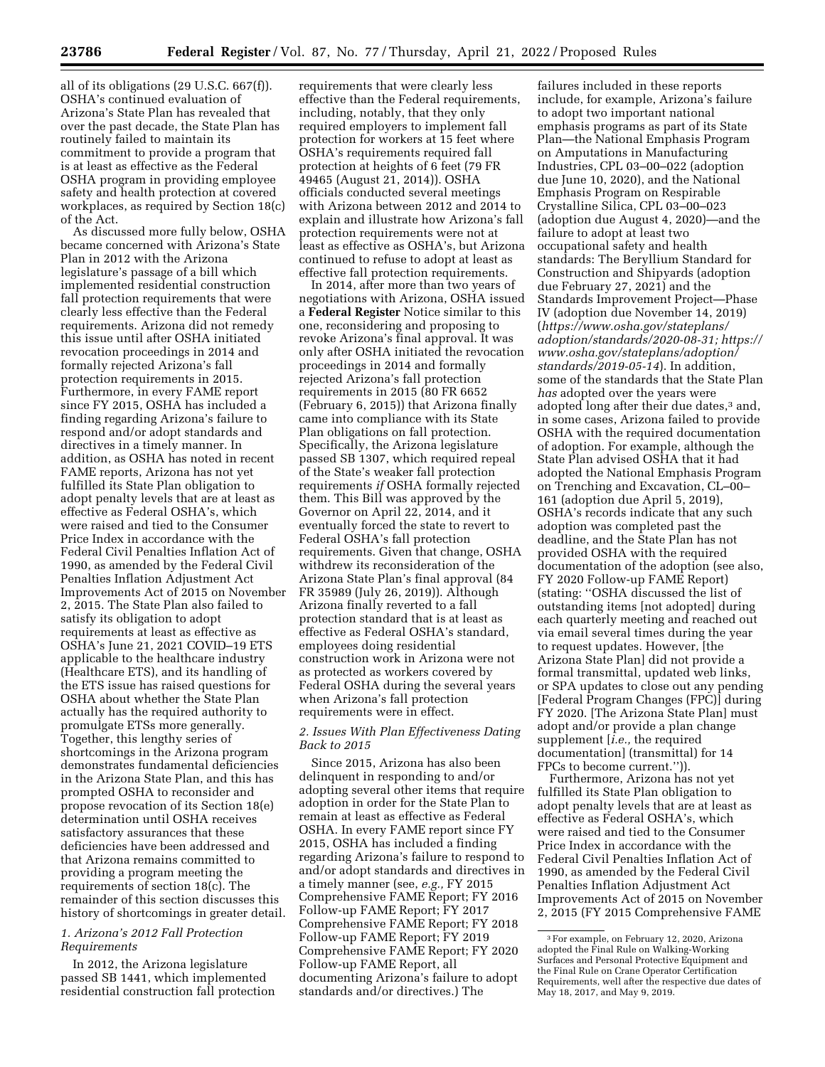all of its obligations (29 U.S.C. 667(f)). OSHA's continued evaluation of Arizona's State Plan has revealed that over the past decade, the State Plan has routinely failed to maintain its commitment to provide a program that is at least as effective as the Federal OSHA program in providing employee safety and health protection at covered workplaces, as required by Section 18(c) of the Act.

As discussed more fully below, OSHA became concerned with Arizona's State Plan in 2012 with the Arizona legislature's passage of a bill which implemented residential construction fall protection requirements that were clearly less effective than the Federal requirements. Arizona did not remedy this issue until after OSHA initiated revocation proceedings in 2014 and formally rejected Arizona's fall protection requirements in 2015. Furthermore, in every FAME report since FY 2015, OSHA has included a finding regarding Arizona's failure to respond and/or adopt standards and directives in a timely manner. In addition, as OSHA has noted in recent FAME reports, Arizona has not yet fulfilled its State Plan obligation to adopt penalty levels that are at least as effective as Federal OSHA's, which were raised and tied to the Consumer Price Index in accordance with the Federal Civil Penalties Inflation Act of 1990, as amended by the Federal Civil Penalties Inflation Adjustment Act Improvements Act of 2015 on November 2, 2015. The State Plan also failed to satisfy its obligation to adopt requirements at least as effective as OSHA's June 21, 2021 COVID–19 ETS applicable to the healthcare industry (Healthcare ETS), and its handling of the ETS issue has raised questions for OSHA about whether the State Plan actually has the required authority to promulgate ETSs more generally. Together, this lengthy series of shortcomings in the Arizona program demonstrates fundamental deficiencies in the Arizona State Plan, and this has prompted OSHA to reconsider and propose revocation of its Section 18(e) determination until OSHA receives satisfactory assurances that these deficiencies have been addressed and that Arizona remains committed to providing a program meeting the requirements of section 18(c). The remainder of this section discusses this history of shortcomings in greater detail.

### *1. Arizona's 2012 Fall Protection Requirements*

In 2012, the Arizona legislature passed SB 1441, which implemented residential construction fall protection requirements that were clearly less effective than the Federal requirements, including, notably, that they only required employers to implement fall protection for workers at 15 feet where OSHA's requirements required fall protection at heights of 6 feet (79 FR 49465 (August 21, 2014)). OSHA officials conducted several meetings with Arizona between 2012 and 2014 to explain and illustrate how Arizona's fall protection requirements were not at least as effective as OSHA's, but Arizona continued to refuse to adopt at least as effective fall protection requirements.

In 2014, after more than two years of negotiations with Arizona, OSHA issued a **Federal Register** Notice similar to this one, reconsidering and proposing to revoke Arizona's final approval. It was only after OSHA initiated the revocation proceedings in 2014 and formally rejected Arizona's fall protection requirements in 2015 (80 FR 6652 (February 6, 2015)) that Arizona finally came into compliance with its State Plan obligations on fall protection. Specifically, the Arizona legislature passed SB 1307, which required repeal of the State's weaker fall protection requirements *if* OSHA formally rejected them. This Bill was approved by the Governor on April 22, 2014, and it eventually forced the state to revert to Federal OSHA's fall protection requirements. Given that change, OSHA withdrew its reconsideration of the Arizona State Plan's final approval (84 FR 35989 (July 26, 2019)). Although Arizona finally reverted to a fall protection standard that is at least as effective as Federal OSHA's standard, employees doing residential construction work in Arizona were not as protected as workers covered by Federal OSHA during the several years when Arizona's fall protection requirements were in effect.

### *2. Issues With Plan Effectiveness Dating Back to 2015*

Since 2015, Arizona has also been delinquent in responding to and/or adopting several other items that require adoption in order for the State Plan to remain at least as effective as Federal OSHA. In every FAME report since FY 2015, OSHA has included a finding regarding Arizona's failure to respond to and/or adopt standards and directives in a timely manner (see, *e.g.,* FY 2015 Comprehensive FAME Report; FY 2016 Follow-up FAME Report; FY 2017 Comprehensive FAME Report; FY 2018 Follow-up FAME Report; FY 2019 Comprehensive FAME Report; FY 2020 Follow-up FAME Report, all documenting Arizona's failure to adopt standards and/or directives.) The failures included in these reports include, for example, Arizona's failure to adopt two important national emphasis programs as part of its State Plan—the National Emphasis Program on Amputations in Manufacturing Industries, CPL 03–00–022 (adoption due June 10, 2020), and the National Emphasis Program on Respirable Crystalline Silica, CPL 03–00–023 (adoption due August 4, 2020)—and the failure to adopt at least two occupational safety and health standards: The Beryllium Standard for Construction and Shipyards (adoption due February 27, 2021) and the Standards Improvement Project—Phase IV (adoption due November 14, 2019) (*https://www.osha.gov/stateplans/adoption/standards/2020-08-31; https://www.osha.gov/stateplans/adoption/standards/2019-05-14*). In addition, some of the standards that the State Plan *has* adopted over the years were adopted long after their due dates,[3] and, in some cases, Arizona failed to provide OSHA with the required documentation of adoption. For example, although the State Plan advised OSHA that it had adopted the National Emphasis Program on Trenching and Excavation, CL–00–161 (adoption due April 5, 2019), OSHA's records indicate that any such adoption was completed past the deadline, and the State Plan has not provided OSHA with the required documentation of the adoption (see also, FY 2020 Follow-up FAME Report) (stating: "OSHA discussed the list of outstanding items [not adopted] during each quarterly meeting and reached out via email several times during the year to request updates. However, [the Arizona State Plan] did not provide a formal transmittal, updated web links, or SPA updates to close out any pending [Federal Program Changes (FPC)] during FY 2020. [The Arizona State Plan] must adopt and/or provide a plan change supplement [*i.e.,* the required documentation] (transmittal) for 14 FPCs to become current.")).

Furthermore, Arizona has not yet fulfilled its State Plan obligation to adopt penalty levels that are at least as effective as Federal OSHA's, which were raised and tied to the Consumer Price Index in accordance with the Federal Civil Penalties Inflation Act of 1990, as amended by the Federal Civil Penalties Inflation Adjustment Act Improvements Act of 2015 on November 2, 2015 (FY 2015 Comprehensive FAME

---

[3] For example, on February 12, 2020, Arizona adopted the Final Rule on Walking-Working Surfaces and Personal Protective Equipment and the Final Rule on Crane Operator Certification Requirements, well after the respective due dates of May 18, 2017, and May 9, 2019.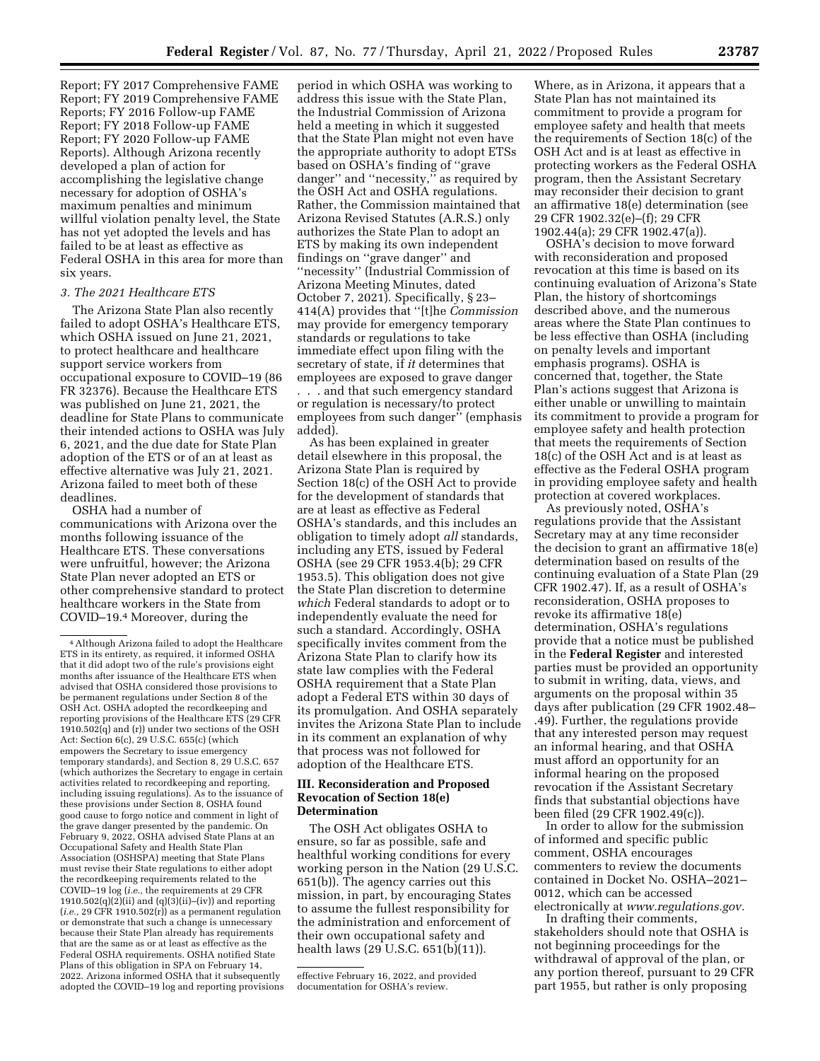Report; FY 2017 Comprehensive FAME Report; FY 2019 Comprehensive FAME Reports; FY 2016 Follow-up FAME Report; FY 2018 Follow-up FAME Report; FY 2020 Follow-up FAME Reports). Although Arizona recently developed a plan of action for accomplishing the legislative change necessary for adoption of OSHA's maximum penalties and minimum willful violation penalty level, the State has not yet adopted the levels and has failed to be at least as effective as Federal OSHA in this area for more than six years.

### *3. The 2021 Healthcare ETS*

The Arizona State Plan also recently failed to adopt OSHA's Healthcare ETS, which OSHA issued on June 21, 2021, to protect healthcare and healthcare support service workers from occupational exposure to COVID–19 (86 FR 32376). Because the Healthcare ETS was published on June 21, 2021, the deadline for State Plans to communicate their intended actions to OSHA was July 6, 2021, and the due date for State Plan adoption of the ETS or of an at least as effective alternative was July 21, 2021. Arizona failed to meet both of these deadlines.

OSHA had a number of communications with Arizona over the months following issuance of the Healthcare ETS. These conversations were unfruitful, however; the Arizona State Plan never adopted an ETS or other comprehensive standard to protect healthcare workers in the State from COVID–19.[4] Moreover, during the period in which OSHA was working to address this issue with the State Plan, the Industrial Commission of Arizona held a meeting in which it suggested that the State Plan might not even have the appropriate authority to adopt ETSs based on OSHA's finding of ''grave danger'' and ''necessity,'' as required by the OSH Act and OSHA regulations. Rather, the Commission maintained that Arizona Revised Statutes (A.R.S.) only authorizes the State Plan to adopt an ETS by making its own independent findings on ''grave danger'' and ''necessity'' (Industrial Commission of Arizona Meeting Minutes, dated October 7, 2021). Specifically, § 23–414(A) provides that ''[t]he *Commission* may provide for emergency temporary standards or regulations to take immediate effect upon filing with the secretary of state, if *it* determines that employees are exposed to grave danger . . . and that such emergency standard or regulation is necessary/to protect employees from such danger'' (emphasis added).

As has been explained in greater detail elsewhere in this proposal, the Arizona State Plan is required by Section 18(c) of the OSH Act to provide for the development of standards that are at least as effective as Federal OSHA's standards, and this includes an obligation to timely adopt *all* standards, including any ETS, issued by Federal OSHA (see 29 CFR 1953.4(b); 29 CFR 1953.5). This obligation does not give the State Plan discretion to determine *which* Federal standards to adopt or to independently evaluate the need for such a standard. Accordingly, OSHA specifically invites comment from the Arizona State Plan to clarify how its state law complies with the Federal OSHA requirement that a State Plan adopt a Federal ETS within 30 days of its promulgation. And OSHA separately invites the Arizona State Plan to include in its comment an explanation of why that process was not followed for adoption of the Healthcare ETS.

## III. Reconsideration and Proposed Revocation of Section 18(e) Determination

The OSH Act obligates OSHA to ensure, so far as possible, safe and healthful working conditions for every working person in the Nation (29 U.S.C. 651(b)). The agency carries out this mission, in part, by encouraging States to assume the fullest responsibility for the administration and enforcement of their own occupational safety and health laws (29 U.S.C. 651(b)(11)).

Where, as in Arizona, it appears that a State Plan has not maintained its commitment to provide a program for employee safety and health that meets the requirements of Section 18(c) of the OSH Act and is at least as effective in protecting workers as the Federal OSHA program, then the Assistant Secretary may reconsider their decision to grant an affirmative 18(e) determination (see 29 CFR 1902.32(e)–(f); 29 CFR 1902.44(a); 29 CFR 1902.47(a)).

OSHA's decision to move forward with reconsideration and proposed revocation at this time is based on its continuing evaluation of Arizona's State Plan, the history of shortcomings described above, and the numerous areas where the State Plan continues to be less effective than OSHA (including on penalty levels and important emphasis programs). OSHA is concerned that, together, the State Plan's actions suggest that Arizona is either unable or unwilling to maintain its commitment to provide a program for employee safety and health protection that meets the requirements of Section 18(c) of the OSH Act and is at least as effective as the Federal OSHA program in providing employee safety and health protection at covered workplaces.

As previously noted, OSHA's regulations provide that the Assistant Secretary may at any time reconsider the decision to grant an affirmative 18(e) determination based on results of the continuing evaluation of a State Plan (29 CFR 1902.47). If, as a result of OSHA's reconsideration, OSHA proposes to revoke its affirmative 18(e) determination, OSHA's regulations provide that a notice must be published in the **Federal Register** and interested parties must be provided an opportunity to submit in writing, data, views, and arguments on the proposal within 35 days after publication (29 CFR 1902.48–.49). Further, the regulations provide that any interested person may request an informal hearing, and that OSHA must afford an opportunity for an informal hearing on the proposed revocation if the Assistant Secretary finds that substantial objections have been filed (29 CFR 1902.49(c)).

In order to allow for the submission of informed and specific public comment, OSHA encourages commenters to review the documents contained in Docket No. OSHA–2021–0012, which can be accessed electronically at *www.regulations.gov.*

In drafting their comments, stakeholders should note that OSHA is not beginning proceedings for the withdrawal of approval of the plan, or any portion thereof, pursuant to 29 CFR part 1955, but rather is only proposing

---

[4] Although Arizona failed to adopt the Healthcare ETS in its entirety, as required, it informed OSHA that it did adopt two of the rule's provisions eight months after issuance of the Healthcare ETS when advised that OSHA considered those provisions to be permanent regulations under Section 8 of the OSH Act. OSHA adopted the recordkeeping and reporting provisions of the Healthcare ETS (29 CFR 1910.502(q) and (r)) under two sections of the OSH Act: Section 6(c), 29 U.S.C. 655(c) (which empowers the Secretary to issue emergency temporary standards), and Section 8, 29 U.S.C. 657 (which authorizes the Secretary to engage in certain activities related to recordkeeping and reporting, including issuing regulations). As to the issuance of these provisions under Section 8, OSHA found good cause to forgo notice and comment in light of the grave danger presented by the pandemic. On February 9, 2022, OSHA advised State Plans at an Occupational Safety and Health State Plan Association (OSHSPA) meeting that State Plans must revise their State regulations to either adopt the recordkeeping requirements related to the COVID–19 log (*i.e.,* the requirements at 29 CFR 1910.502(q)(2)(ii) and (q)(3)(ii)–(iv)) and reporting (*i.e.,* 29 CFR 1910.502(r)) as a permanent regulation or demonstrate that such a change is unnecessary because their State Plan already has requirements that are the same as or at least as effective as the Federal OSHA requirements. OSHA notified State Plans of this obligation in SPA on February 14, 2022. Arizona informed OSHA that it subsequently adopted the COVID–19 log and reporting provisions effective February 16, 2022, and provided documentation for OSHA's review.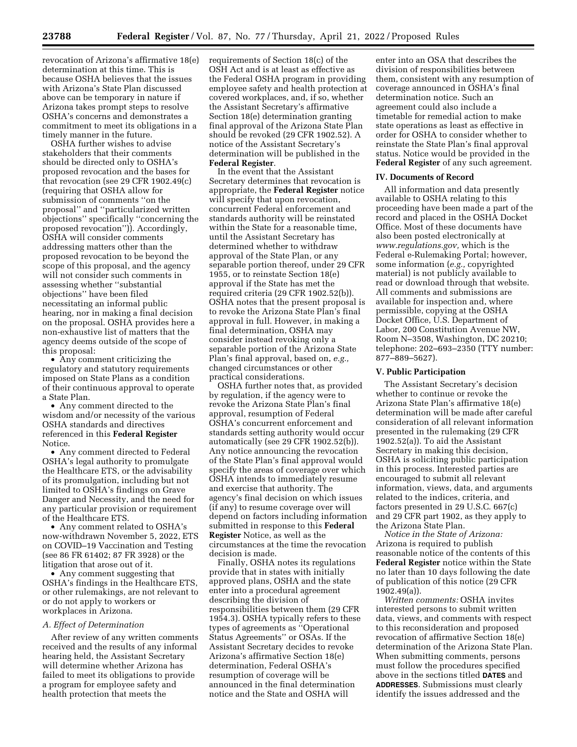revocation of Arizona's affirmative 18(e) determination at this time. This is because OSHA believes that the issues with Arizona's State Plan discussed above can be temporary in nature if Arizona takes prompt steps to resolve OSHA's concerns and demonstrates a commitment to meet its obligations in a timely manner in the future.

OSHA further wishes to advise stakeholders that their comments should be directed only to OSHA's proposed revocation and the bases for that revocation (see 29 CFR 1902.49(c) (requiring that OSHA allow for submission of comments "on the proposal" and "particularized written objections" specifically "concerning the proposed revocation")). Accordingly, OSHA will consider comments addressing matters other than the proposed revocation to be beyond the scope of this proposal, and the agency will not consider such comments in assessing whether "substantial objections" have been filed necessitating an informal public hearing, nor in making a final decision on the proposal. OSHA provides here a non-exhaustive list of matters that the agency deems outside of the scope of this proposal:

- Any comment criticizing the regulatory and statutory requirements imposed on State Plans as a condition of their continuous approval to operate a State Plan.
- Any comment directed to the wisdom and/or necessity of the various OSHA standards and directives referenced in this **Federal Register** Notice.
- Any comment directed to Federal OSHA's legal authority to promulgate the Healthcare ETS, or the advisability of its promulgation, including but not limited to OSHA's findings on Grave Danger and Necessity, and the need for any particular provision or requirement of the Healthcare ETS.
- Any comment related to OSHA's now-withdrawn November 5, 2022, ETS on COVID–19 Vaccination and Testing (see 86 FR 61402; 87 FR 3928) or the litigation that arose out of it.
- Any comment suggesting that OSHA's findings in the Healthcare ETS, or other rulemakings, are not relevant to or do not apply to workers or workplaces in Arizona.

### *A. Effect of Determination*

After review of any written comments received and the results of any informal hearing held, the Assistant Secretary will determine whether Arizona has failed to meet its obligations to provide a program for employee safety and health protection that meets the requirements of Section 18(c) of the OSH Act and is at least as effective as the Federal OSHA program in providing employee safety and health protection at covered workplaces, and, if so, whether the Assistant Secretary's affirmative Section 18(e) determination granting final approval of the Arizona State Plan should be revoked (29 CFR 1902.52). A notice of the Assistant Secretary's determination will be published in the **Federal Register**.

In the event that the Assistant Secretary determines that revocation is appropriate, the **Federal Register** notice will specify that upon revocation, concurrent Federal enforcement and standards authority will be reinstated within the State for a reasonable time, until the Assistant Secretary has determined whether to withdraw approval of the State Plan, or any separable portion thereof, under 29 CFR 1955, or to reinstate Section 18(e) approval if the State has met the required criteria (29 CFR 1902.52(b)). OSHA notes that the present proposal is to revoke the Arizona State Plan's final approval in full. However, in making a final determination, OSHA may consider instead revoking only a separable portion of the Arizona State Plan's final approval, based on, *e.g.,* changed circumstances or other practical considerations.

OSHA further notes that, as provided by regulation, if the agency were to revoke the Arizona State Plan's final approval, resumption of Federal OSHA's concurrent enforcement and standards setting authority would occur automatically (see 29 CFR 1902.52(b)). Any notice announcing the revocation of the State Plan's final approval would specify the areas of coverage over which OSHA intends to immediately resume and exercise that authority. The agency's final decision on which issues (if any) to resume coverage over will depend on factors including information submitted in response to this **Federal Register** Notice, as well as the circumstances at the time the revocation decision is made.

Finally, OSHA notes its regulations provide that in states with initially approved plans, OSHA and the state enter into a procedural agreement describing the division of responsibilities between them (29 CFR 1954.3). OSHA typically refers to these types of agreements as "Operational Status Agreements" or OSAs. If the Assistant Secretary decides to revoke Arizona's affirmative Section 18(e) determination, Federal OSHA's resumption of coverage will be announced in the final determination notice and the State and OSHA will enter into an OSA that describes the division of responsibilities between them, consistent with any resumption of coverage announced in OSHA's final determination notice. Such an agreement could also include a timetable for remedial action to make state operations as least as effective in order for OSHA to consider whether to reinstate the State Plan's final approval status. Notice would be provided in the **Federal Register** of any such agreement.

## IV. Documents of Record

All information and data presently available to OSHA relating to this proceeding have been made a part of the record and placed in the OSHA Docket Office. Most of these documents have also been posted electronically at *www.regulations.gov,* which is the Federal e-Rulemaking Portal; however, some information (*e.g.,* copyrighted material) is not publicly available to read or download through that website. All comments and submissions are available for inspection and, where permissible, copying at the OSHA Docket Office, U.S. Department of Labor, 200 Constitution Avenue NW, Room N–3508, Washington, DC 20210; telephone: 202–693–2350 (TTY number: 877–889–5627).

## V. Public Participation

The Assistant Secretary's decision whether to continue or revoke the Arizona State Plan's affirmative 18(e) determination will be made after careful consideration of all relevant information presented in the rulemaking (29 CFR 1902.52(a)). To aid the Assistant Secretary in making this decision, OSHA is soliciting public participation in this process. Interested parties are encouraged to submit all relevant information, views, data, and arguments related to the indices, criteria, and factors presented in 29 U.S.C. 667(c) and 29 CFR part 1902, as they apply to the Arizona State Plan.

*Notice in the State of Arizona:* Arizona is required to publish reasonable notice of the contents of this **Federal Register** notice within the State no later than 10 days following the date of publication of this notice (29 CFR 1902.49(a)).

*Written comments:* OSHA invites interested persons to submit written data, views, and comments with respect to this reconsideration and proposed revocation of affirmative Section 18(e) determination of the Arizona State Plan. When submitting comments, persons must follow the procedures specified above in the sections titled **DATES** and **ADDRESSES**. Submissions must clearly identify the issues addressed and the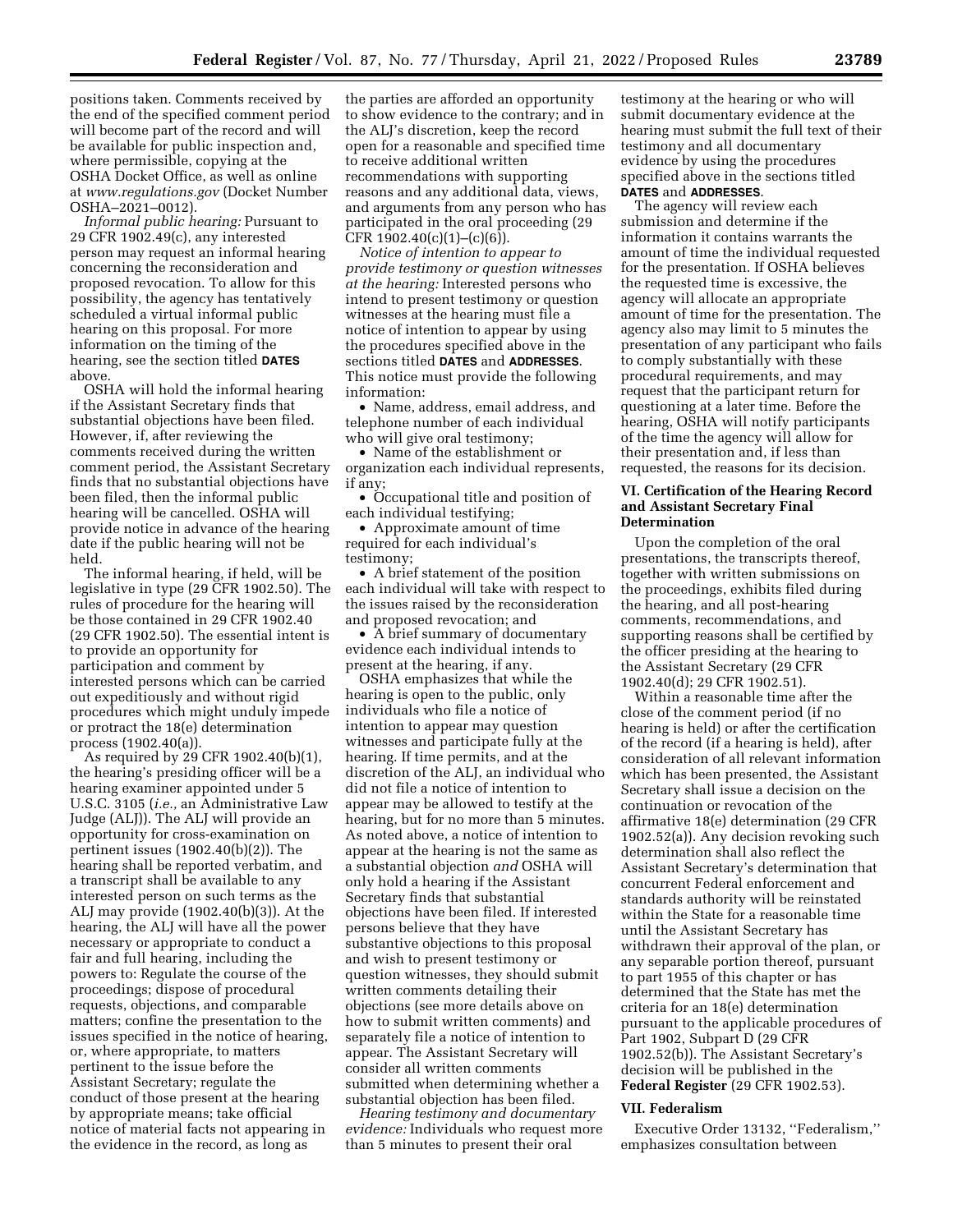positions taken. Comments received by the end of the specified comment period will become part of the record and will be available for public inspection and, where permissible, copying at the OSHA Docket Office, as well as online at *www.regulations.gov* (Docket Number OSHA–2021–0012).

*Informal public hearing:* Pursuant to 29 CFR 1902.49(c), any interested person may request an informal hearing concerning the reconsideration and proposed revocation. To allow for this possibility, the agency has tentatively scheduled a virtual informal public hearing on this proposal. For more information on the timing of the hearing, see the section titled **DATES** above.

OSHA will hold the informal hearing if the Assistant Secretary finds that substantial objections have been filed. However, if, after reviewing the comments received during the written comment period, the Assistant Secretary finds that no substantial objections have been filed, then the informal public hearing will be cancelled. OSHA will provide notice in advance of the hearing date if the public hearing will not be held.

The informal hearing, if held, will be legislative in type (29 CFR 1902.50). The rules of procedure for the hearing will be those contained in 29 CFR 1902.40 (29 CFR 1902.50). The essential intent is to provide an opportunity for participation and comment by interested persons which can be carried out expeditiously and without rigid procedures which might unduly impede or protract the 18(e) determination process (1902.40(a)).

As required by 29 CFR 1902.40(b)(1), the hearing's presiding officer will be a hearing examiner appointed under 5 U.S.C. 3105 (*i.e.,* an Administrative Law Judge (ALJ)). The ALJ will provide an opportunity for cross-examination on pertinent issues (1902.40(b)(2)). The hearing shall be reported verbatim, and a transcript shall be available to any interested person on such terms as the ALJ may provide (1902.40(b)(3)). At the hearing, the ALJ will have all the power necessary or appropriate to conduct a fair and full hearing, including the powers to: Regulate the course of the proceedings; dispose of procedural requests, objections, and comparable matters; confine the presentation to the issues specified in the notice of hearing, or, where appropriate, to matters pertinent to the issue before the Assistant Secretary; regulate the conduct of those present at the hearing by appropriate means; take official notice of material facts not appearing in the evidence in the record, as long as the parties are afforded an opportunity to show evidence to the contrary; and in the ALJ's discretion, keep the record open for a reasonable and specified time to receive additional written recommendations with supporting reasons and any additional data, views, and arguments from any person who has participated in the oral proceeding (29 CFR 1902.40(c)(1)–(c)(6)).

*Notice of intention to appear to provide testimony or question witnesses at the hearing:* Interested persons who intend to present testimony or question witnesses at the hearing must file a notice of intention to appear by using the procedures specified above in the sections titled **DATES** and **ADDRESSES**. This notice must provide the following information:

- Name, address, email address, and telephone number of each individual who will give oral testimony;
- Name of the establishment or organization each individual represents, if any;
- Occupational title and position of each individual testifying;
- Approximate amount of time required for each individual's testimony;
- A brief statement of the position each individual will take with respect to the issues raised by the reconsideration and proposed revocation; and
- A brief summary of documentary evidence each individual intends to present at the hearing, if any.

OSHA emphasizes that while the hearing is open to the public, only individuals who file a notice of intention to appear may question witnesses and participate fully at the hearing. If time permits, and at the discretion of the ALJ, an individual who did not file a notice of intention to appear may be allowed to testify at the hearing, but for no more than 5 minutes. As noted above, a notice of intention to appear at the hearing is not the same as a substantial objection *and* OSHA will only hold a hearing if the Assistant Secretary finds that substantial objections have been filed. If interested persons believe that they have substantive objections to this proposal and wish to present testimony or question witnesses, they should submit written comments detailing their objections (see more details above on how to submit written comments) and separately file a notice of intention to appear. The Assistant Secretary will consider all written comments submitted when determining whether a substantial objection has been filed.

*Hearing testimony and documentary evidence:* Individuals who request more than 5 minutes to present their oral testimony at the hearing or who will submit documentary evidence at the hearing must submit the full text of their testimony and all documentary evidence by using the procedures specified above in the sections titled **DATES** and **ADDRESSES**.

The agency will review each submission and determine if the information it contains warrants the amount of time the individual requested for the presentation. If OSHA believes the requested time is excessive, the agency will allocate an appropriate amount of time for the presentation. The agency also may limit to 5 minutes the presentation of any participant who fails to comply substantially with these procedural requirements, and may request that the participant return for questioning at a later time. Before the hearing, OSHA will notify participants of the time the agency will allow for their presentation and, if less than requested, the reasons for its decision.

## VI. Certification of the Hearing Record and Assistant Secretary Final Determination

Upon the completion of the oral presentations, the transcripts thereof, together with written submissions on the proceedings, exhibits filed during the hearing, and all post-hearing comments, recommendations, and supporting reasons shall be certified by the officer presiding at the hearing to the Assistant Secretary (29 CFR 1902.40(d); 29 CFR 1902.51).

Within a reasonable time after the close of the comment period (if no hearing is held) or after the certification of the record (if a hearing is held), after consideration of all relevant information which has been presented, the Assistant Secretary shall issue a decision on the continuation or revocation of the affirmative 18(e) determination (29 CFR 1902.52(a)). Any decision revoking such determination shall also reflect the Assistant Secretary's determination that concurrent Federal enforcement and standards authority will be reinstated within the State for a reasonable time until the Assistant Secretary has withdrawn their approval of the plan, or any separable portion thereof, pursuant to part 1955 of this chapter or has determined that the State has met the criteria for an 18(e) determination pursuant to the applicable procedures of Part 1902, Subpart D (29 CFR 1902.52(b)). The Assistant Secretary's decision will be published in the **Federal Register** (29 CFR 1902.53).

## VII. Federalism

Executive Order 13132, ''Federalism,'' emphasizes consultation between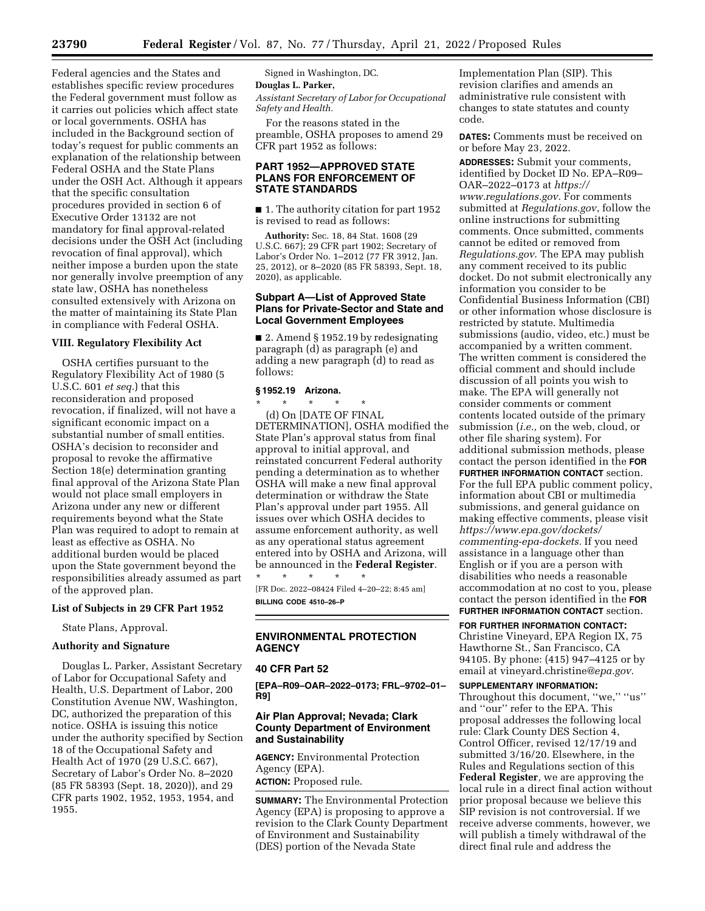Federal agencies and the States and establishes specific review procedures the Federal government must follow as it carries out policies which affect state or local governments. OSHA has included in the Background section of today's request for public comments an explanation of the relationship between Federal OSHA and the State Plans under the OSH Act. Although it appears that the specific consultation procedures provided in section 6 of Executive Order 13132 are not mandatory for final approval-related decisions under the OSH Act (including revocation of final approval), which neither impose a burden upon the state nor generally involve preemption of any state law, OSHA has nonetheless consulted extensively with Arizona on the matter of maintaining its State Plan in compliance with Federal OSHA.

### VIII. Regulatory Flexibility Act

OSHA certifies pursuant to the Regulatory Flexibility Act of 1980 (5 U.S.C. 601 *et seq.*) that this reconsideration and proposed revocation, if finalized, will not have a significant economic impact on a substantial number of small entities. OSHA's decision to reconsider and proposal to revoke the affirmative Section 18(e) determination granting final approval of the Arizona State Plan would not place small employers in Arizona under any new or different requirements beyond what the State Plan was required to adopt to remain at least as effective as OSHA. No additional burden would be placed upon the State government beyond the responsibilities already assumed as part of the approved plan.

### List of Subjects in 29 CFR Part 1952

State Plans, Approval.

### Authority and Signature

Douglas L. Parker, Assistant Secretary of Labor for Occupational Safety and Health, U.S. Department of Labor, 200 Constitution Avenue NW, Washington, DC, authorized the preparation of this notice. OSHA is issuing this notice under the authority specified by Section 18 of the Occupational Safety and Health Act of 1970 (29 U.S.C. 667), Secretary of Labor's Order No. 8–2020 (85 FR 58393 (Sept. 18, 2020)), and 29 CFR parts 1902, 1952, 1953, 1954, and 1955.

Signed in Washington, DC.

**Douglas L. Parker,**

*Assistant Secretary of Labor for Occupational Safety and Health.*

For the reasons stated in the preamble, OSHA proposes to amend 29 CFR part 1952 as follows:

## PART 1952—APPROVED STATE PLANS FOR ENFORCEMENT OF STATE STANDARDS

■ 1. The authority citation for part 1952 is revised to read as follows:

**Authority:** Sec. 18, 84 Stat. 1608 (29 U.S.C. 667); 29 CFR part 1902; Secretary of Labor's Order No. 1–2012 (77 FR 3912, Jan. 25, 2012), or 8–2020 (85 FR 58393, Sept. 18, 2020), as applicable.

### Subpart A—List of Approved State Plans for Private-Sector and State and Local Government Employees

■ 2. Amend § 1952.19 by redesignating paragraph (d) as paragraph (e) and adding a new paragraph (d) to read as follows:

#### § 1952.19 Arizona.

\* \* \* \* \*

(d) On [DATE OF FINAL DETERMINATION], OSHA modified the State Plan's approval status from final approval to initial approval, and reinstated concurrent Federal authority pending a determination as to whether OSHA will make a new final approval determination or withdraw the State Plan's approval under part 1955. All issues over which OSHA decides to assume enforcement authority, as well as any operational status agreement entered into by OSHA and Arizona, will be announced in the **Federal Register**.

\* \* \* \* \*

[FR Doc. 2022–08424 Filed 4–20–22; 8:45 am]

**BILLING CODE 4510–26–P**

---

## ENVIRONMENTAL PROTECTION AGENCY

### 40 CFR Part 52

**[EPA–R09–OAR–2022–0173; FRL–9702–01–R9]**

### Air Plan Approval; Nevada; Clark County Department of Environment and Sustainability

**AGENCY:** Environmental Protection Agency (EPA).

**ACTION:** Proposed rule.

**SUMMARY:** The Environmental Protection Agency (EPA) is proposing to approve a revision to the Clark County Department of Environment and Sustainability (DES) portion of the Nevada State Implementation Plan (SIP). This revision clarifies and amends an administrative rule consistent with changes to state statutes and county code.

**DATES:** Comments must be received on or before May 23, 2022.

**ADDRESSES:** Submit your comments, identified by Docket ID No. EPA–R09–OAR–2022–0173 at *https://www.regulations.gov.* For comments submitted at *Regulations.gov*, follow the online instructions for submitting comments. Once submitted, comments cannot be edited or removed from *Regulations.gov.* The EPA may publish any comment received to its public docket. Do not submit electronically any information you consider to be Confidential Business Information (CBI) or other information whose disclosure is restricted by statute. Multimedia submissions (audio, video, etc.) must be accompanied by a written comment. The written comment is considered the official comment and should include discussion of all points you wish to make. The EPA will generally not consider comments or comment contents located outside of the primary submission (*i.e.,* on the web, cloud, or other file sharing system). For additional submission methods, please contact the person identified in the **FOR FURTHER INFORMATION CONTACT** section. For the full EPA public comment policy, information about CBI or multimedia submissions, and general guidance on making effective comments, please visit *https://www.epa.gov/dockets/commenting-epa-dockets.* If you need assistance in a language other than English or if you are a person with disabilities who needs a reasonable accommodation at no cost to you, please contact the person identified in the **FOR FURTHER INFORMATION CONTACT** section.

**FOR FURTHER INFORMATION CONTACT:** Christine Vineyard, EPA Region IX, 75 Hawthorne St., San Francisco, CA 94105. By phone: (415) 947–4125 or by email at *vineyard.christine@epa.gov.*

**SUPPLEMENTARY INFORMATION:** Throughout this document, ''we,'' ''us'' and ''our'' refer to the EPA. This proposal addresses the following local rule: Clark County DES Section 4, Control Officer, revised 12/17/19 and submitted 3/16/20. Elsewhere, in the Rules and Regulations section of this **Federal Register***,* we are approving the local rule in a direct final action without prior proposal because we believe this SIP revision is not controversial. If we receive adverse comments, however, we will publish a timely withdrawal of the direct final rule and address the